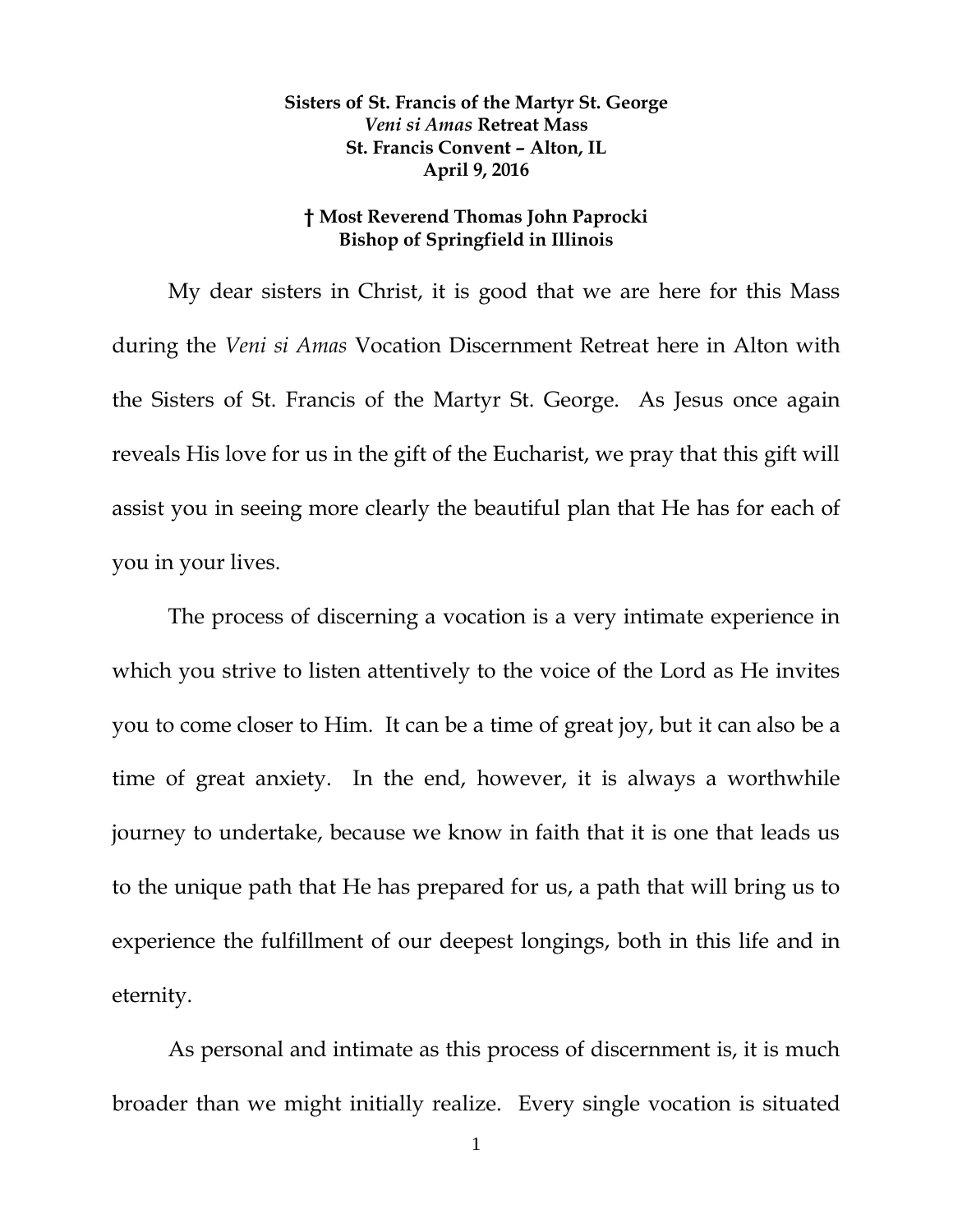**Sisters of St. Francis of the Martyr St. George**
***Veni si Amas* Retreat Mass**
**St. Francis Convent – Alton, IL**
**April 9, 2016**

**† Most Reverend Thomas John Paprocki**
**Bishop of Springfield in Illinois**

My dear sisters in Christ, it is good that we are here for this Mass during the *Veni si Amas* Vocation Discernment Retreat here in Alton with the Sisters of St. Francis of the Martyr St. George. As Jesus once again reveals His love for us in the gift of the Eucharist, we pray that this gift will assist you in seeing more clearly the beautiful plan that He has for each of you in your lives.

The process of discerning a vocation is a very intimate experience in which you strive to listen attentively to the voice of the Lord as He invites you to come closer to Him. It can be a time of great joy, but it can also be a time of great anxiety. In the end, however, it is always a worthwhile journey to undertake, because we know in faith that it is one that leads us to the unique path that He has prepared for us, a path that will bring us to experience the fulfillment of our deepest longings, both in this life and in eternity.

As personal and intimate as this process of discernment is, it is much broader than we might initially realize. Every single vocation is situated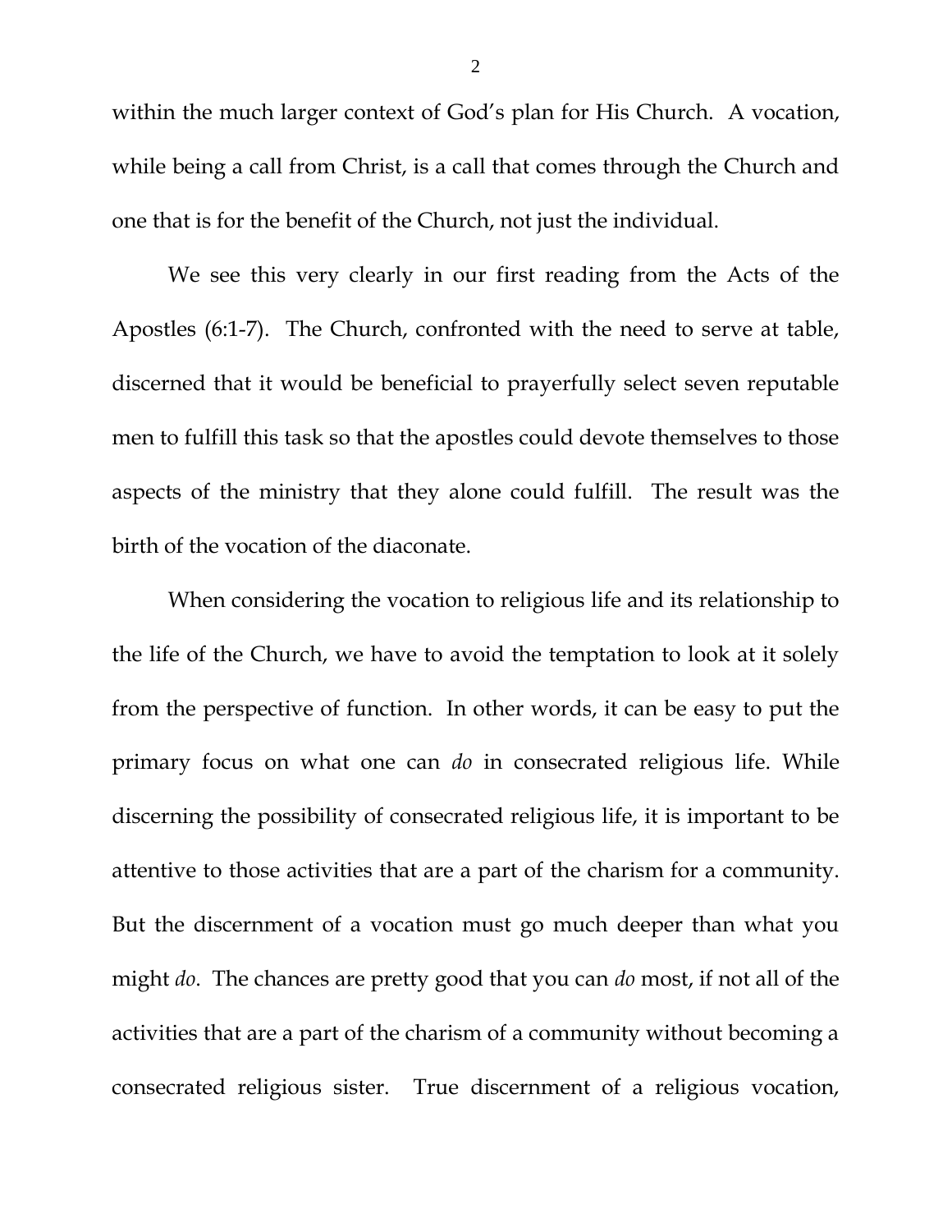within the much larger context of God's plan for His Church. A vocation, while being a call from Christ, is a call that comes through the Church and one that is for the benefit of the Church, not just the individual.

We see this very clearly in our first reading from the Acts of the Apostles (6:1-7). The Church, confronted with the need to serve at table, discerned that it would be beneficial to prayerfully select seven reputable men to fulfill this task so that the apostles could devote themselves to those aspects of the ministry that they alone could fulfill. The result was the birth of the vocation of the diaconate.

When considering the vocation to religious life and its relationship to the life of the Church, we have to avoid the temptation to look at it solely from the perspective of function. In other words, it can be easy to put the primary focus on what one can *do* in consecrated religious life. While discerning the possibility of consecrated religious life, it is important to be attentive to those activities that are a part of the charism for a community. But the discernment of a vocation must go much deeper than what you might *do*. The chances are pretty good that you can *do* most, if not all of the activities that are a part of the charism of a community without becoming a consecrated religious sister. True discernment of a religious vocation,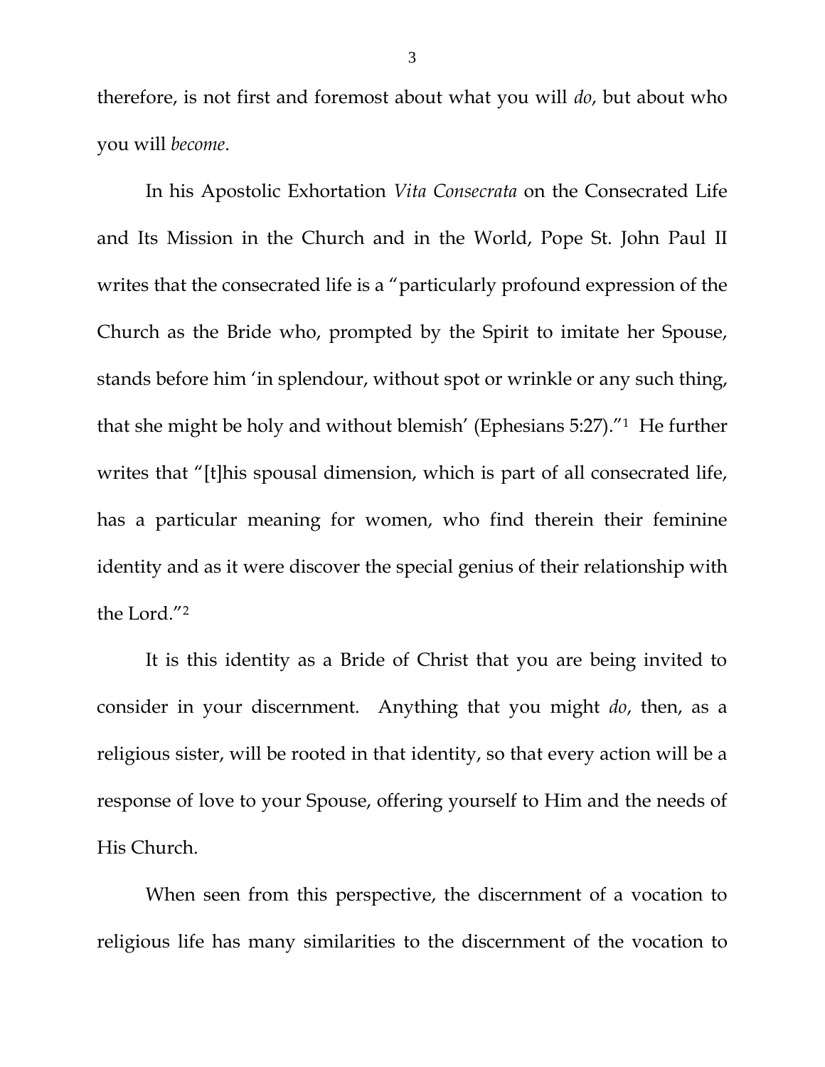therefore, is not first and foremost about what you will *do*, but about who you will *become*.

In his Apostolic Exhortation *Vita Consecrata* on the Consecrated Life and Its Mission in the Church and in the World, Pope St. John Paul II writes that the consecrated life is a "particularly profound expression of the Church as the Bride who, prompted by the Spirit to imitate her Spouse, stands before him 'in splendour, without spot or wrinkle or any such thing, that she might be holy and without blemish' (Ephesians 5:27)."[1] He further writes that "[t]his spousal dimension, which is part of all consecrated life, has a particular meaning for women, who find therein their feminine identity and as it were discover the special genius of their relationship with the Lord."[2]

It is this identity as a Bride of Christ that you are being invited to consider in your discernment. Anything that you might *do*, then, as a religious sister, will be rooted in that identity, so that every action will be a response of love to your Spouse, offering yourself to Him and the needs of His Church.

When seen from this perspective, the discernment of a vocation to religious life has many similarities to the discernment of the vocation to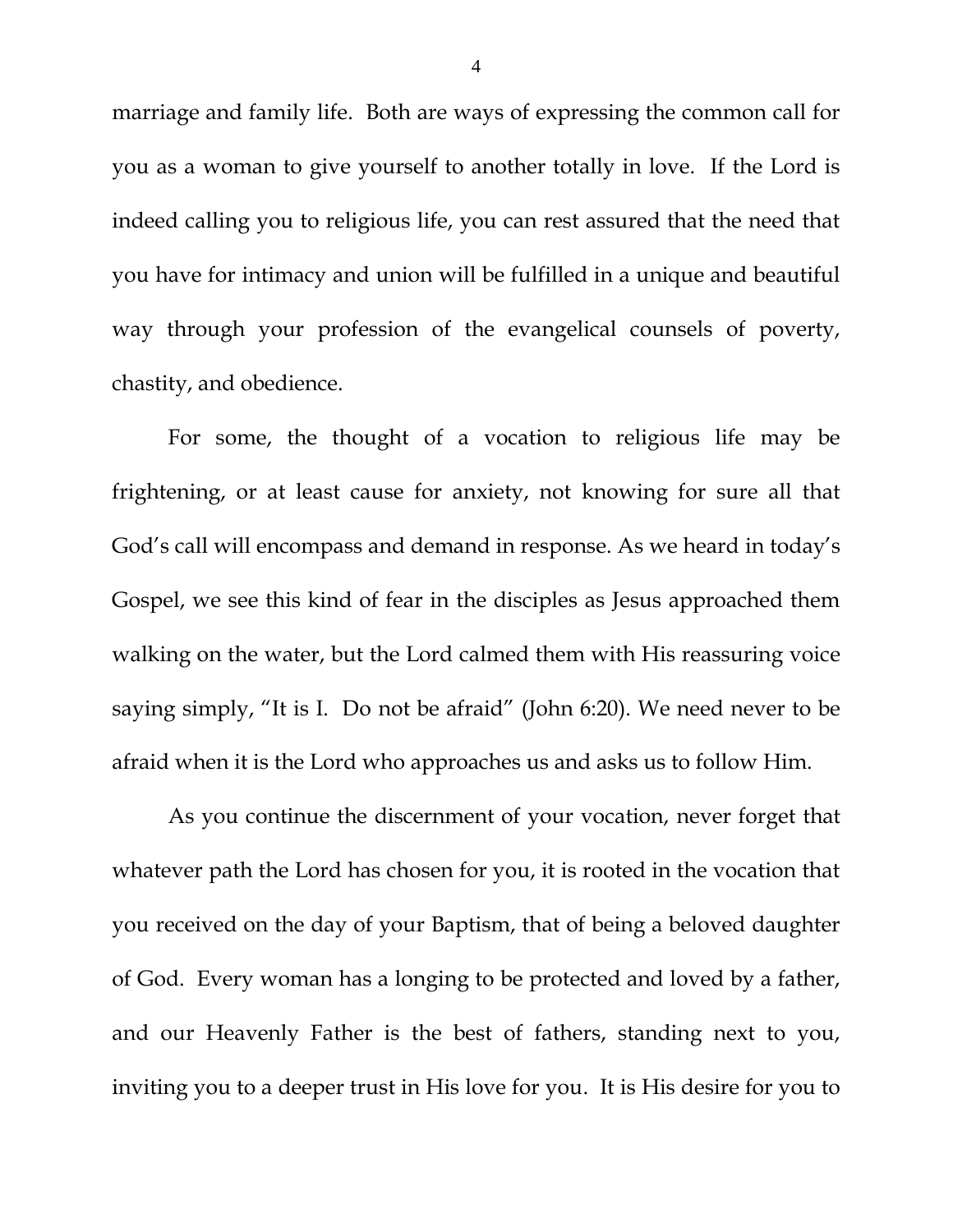marriage and family life. Both are ways of expressing the common call for you as a woman to give yourself to another totally in love. If the Lord is indeed calling you to religious life, you can rest assured that the need that you have for intimacy and union will be fulfilled in a unique and beautiful way through your profession of the evangelical counsels of poverty, chastity, and obedience.

For some, the thought of a vocation to religious life may be frightening, or at least cause for anxiety, not knowing for sure all that God's call will encompass and demand in response. As we heard in today's Gospel, we see this kind of fear in the disciples as Jesus approached them walking on the water, but the Lord calmed them with His reassuring voice saying simply, "It is I. Do not be afraid" (John 6:20). We need never to be afraid when it is the Lord who approaches us and asks us to follow Him.

As you continue the discernment of your vocation, never forget that whatever path the Lord has chosen for you, it is rooted in the vocation that you received on the day of your Baptism, that of being a beloved daughter of God. Every woman has a longing to be protected and loved by a father, and our Heavenly Father is the best of fathers, standing next to you, inviting you to a deeper trust in His love for you. It is His desire for you to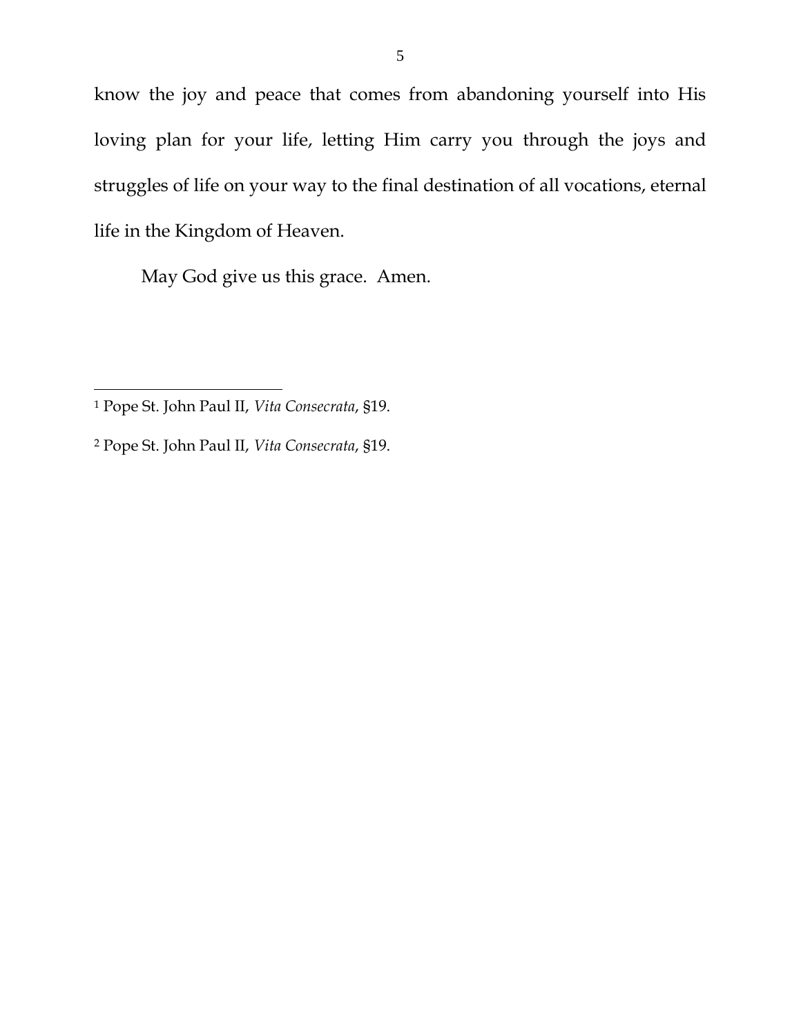know the joy and peace that comes from abandoning yourself into His loving plan for your life, letting Him carry you through the joys and struggles of life on your way to the final destination of all vocations, eternal life in the Kingdom of Heaven.

May God give us this grace. Amen.

---

[1] Pope St. John Paul II, *Vita Consecrata*, §19.

[2] Pope St. John Paul II, *Vita Consecrata*, §19.